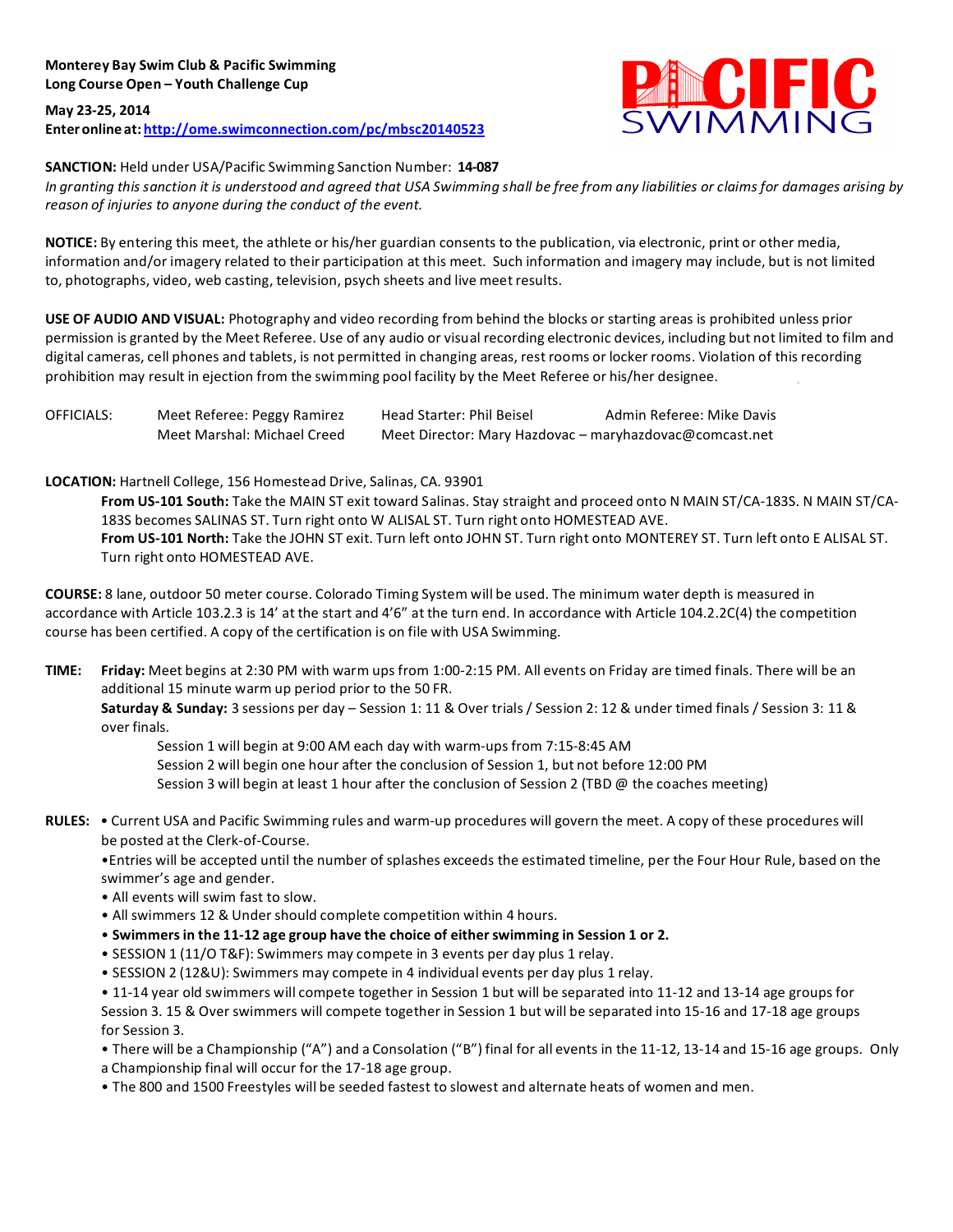**Monterey Bay Swim Club & Pacific Swimming**
**Long Course Open – Youth Challenge Cup**

**May 23-25, 2014**
**Enter online at: http://ome.swimconnection.com/pc/mbsc20140523**

**SANCTION:** Held under USA/Pacific Swimming Sanction Number: **14-087**
*In granting this sanction it is understood and agreed that USA Swimming shall be free from any liabilities or claims for damages arising by reason of injuries to anyone during the conduct of the event.*

**NOTICE:** By entering this meet, the athlete or his/her guardian consents to the publication, via electronic, print or other media, information and/or imagery related to their participation at this meet. Such information and imagery may include, but is not limited to, photographs, video, web casting, television, psych sheets and live meet results.

**USE OF AUDIO AND VISUAL:** Photography and video recording from behind the blocks or starting areas is prohibited unless prior permission is granted by the Meet Referee. Use of any audio or visual recording electronic devices, including but not limited to film and digital cameras, cell phones and tablets, is not permitted in changing areas, rest rooms or locker rooms. Violation of this recording prohibition may result in ejection from the swimming pool facility by the Meet Referee or his/her designee.

OFFICIALS: Meet Referee: Peggy Ramirez | Head Starter: Phil Beisel | Admin Referee: Mike Davis
Meet Marshal: Michael Creed | Meet Director: Mary Hazdovac – maryhazdovac@comcast.net

**LOCATION:** Hartnell College, 156 Homestead Drive, Salinas, CA. 93901

**From US-101 South:** Take the MAIN ST exit toward Salinas. Stay straight and proceed onto N MAIN ST/CA-183S. N MAIN ST/CA-183S becomes SALINAS ST. Turn right onto W ALISAL ST. Turn right onto HOMESTEAD AVE.

**From US-101 North:** Take the JOHN ST exit. Turn left onto JOHN ST. Turn right onto MONTEREY ST. Turn left onto E ALISAL ST. Turn right onto HOMESTEAD AVE.

**COURSE:** 8 lane, outdoor 50 meter course. Colorado Timing System will be used. The minimum water depth is measured in accordance with Article 103.2.3 is 14' at the start and 4'6" at the turn end. In accordance with Article 104.2.2C(4) the competition course has been certified. A copy of the certification is on file with USA Swimming.

**TIME:** **Friday:** Meet begins at 2:30 PM with warm ups from 1:00-2:15 PM. All events on Friday are timed finals. There will be an additional 15 minute warm up period prior to the 50 FR.

**Saturday & Sunday:** 3 sessions per day – Session 1: 11 & Over trials / Session 2: 12 & under timed finals / Session 3: 11 & over finals.

Session 1 will begin at 9:00 AM each day with warm-ups from 7:15-8:45 AM
Session 2 will begin one hour after the conclusion of Session 1, but not before 12:00 PM
Session 3 will begin at least 1 hour after the conclusion of Session 2 (TBD @ the coaches meeting)

**RULES:**

- Current USA and Pacific Swimming rules and warm-up procedures will govern the meet. A copy of these procedures will be posted at the Clerk-of-Course.
- Entries will be accepted until the number of splashes exceeds the estimated timeline, per the Four Hour Rule, based on the swimmer's age and gender.
- All events will swim fast to slow.
- All swimmers 12 & Under should complete competition within 4 hours.
- **Swimmers in the 11-12 age group have the choice of either swimming in Session 1 or 2.**
- SESSION 1 (11/O T&F): Swimmers may compete in 3 events per day plus 1 relay.
- SESSION 2 (12&U): Swimmers may compete in 4 individual events per day plus 1 relay.
- 11-14 year old swimmers will compete together in Session 1 but will be separated into 11-12 and 13-14 age groups for Session 3. 15 & Over swimmers will compete together in Session 1 but will be separated into 15-16 and 17-18 age groups for Session 3.
- There will be a Championship ("A") and a Consolation ("B") final for all events in the 11-12, 13-14 and 15-16 age groups. Only a Championship final will occur for the 17-18 age group.
- The 800 and 1500 Freestyles will be seeded fastest to slowest and alternate heats of women and men.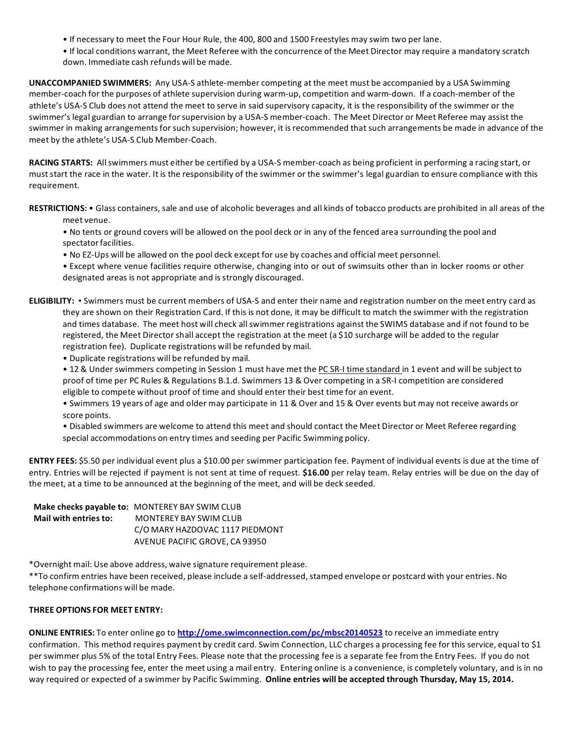- If necessary to meet the Four Hour Rule, the 400, 800 and 1500 Freestyles may swim two per lane.
- If local conditions warrant, the Meet Referee with the concurrence of the Meet Director may require a mandatory scratch down. Immediate cash refunds will be made.

**UNACCOMPANIED SWIMMERS:** Any USA-S athlete-member competing at the meet must be accompanied by a USA Swimming member-coach for the purposes of athlete supervision during warm-up, competition and warm-down. If a coach-member of the athlete's USA-S Club does not attend the meet to serve in said supervisory capacity, it is the responsibility of the swimmer or the swimmer's legal guardian to arrange for supervision by a USA-S member-coach. The Meet Director or Meet Referee may assist the swimmer in making arrangements for such supervision; however, it is recommended that such arrangements be made in advance of the meet by the athlete's USA-S Club Member-Coach.

**RACING STARTS:** All swimmers must either be certified by a USA-S member-coach as being proficient in performing a racing start, or must start the race in the water. It is the responsibility of the swimmer or the swimmer's legal guardian to ensure compliance with this requirement.

**RESTRICTIONS:** • Glass containers, sale and use of alcoholic beverages and all kinds of tobacco products are prohibited in all areas of the meet venue.

- No tents or ground covers will be allowed on the pool deck or in any of the fenced area surrounding the pool and spectator facilities.
- No EZ-Ups will be allowed on the pool deck except for use by coaches and official meet personnel.
- Except where venue facilities require otherwise, changing into or out of swimsuits other than in locker rooms or other designated areas is not appropriate and is strongly discouraged.

**ELIGIBILITY:** • Swimmers must be current members of USA-S and enter their name and registration number on the meet entry card as they are shown on their Registration Card. If this is not done, it may be difficult to match the swimmer with the registration and times database. The meet host will check all swimmer registrations against the SWIMS database and if not found to be registered, the Meet Director shall accept the registration at the meet (a $10 surcharge will be added to the regular registration fee). Duplicate registrations will be refunded by mail.

- Duplicate registrations will be refunded by mail.
- 12 & Under swimmers competing in Session 1 must have met the PC SR-I time standard in 1 event and will be subject to proof of time per PC Rules & Regulations B.1.d. Swimmers 13 & Over competing in a SR-I competition are considered eligible to compete without proof of time and should enter their best time for an event.
- Swimmers 19 years of age and older may participate in 11 & Over and 15 & Over events but may not receive awards or score points.
- Disabled swimmers are welcome to attend this meet and should contact the Meet Director or Meet Referee regarding special accommodations on entry times and seeding per Pacific Swimming policy.

**ENTRY FEES:** $5.50 per individual event plus a $10.00 per swimmer participation fee. Payment of individual events is due at the time of entry. Entries will be rejected if payment is not sent at time of request. **$16.00** per relay team. Relay entries will be due on the day of the meet, at a time to be announced at the beginning of the meet, and will be deck seeded.

**Make checks payable to:** MONTEREY BAY SWIM CLUB
**Mail with entries to:** MONTEREY BAY SWIM CLUB
C/O MARY HAZDOVAC 1117 PIEDMONT
AVENUE PACIFIC GROVE, CA 93950

*Overnight mail: Use above address, waive signature requirement please.
**To confirm entries have been received, please include a self-addressed, stamped envelope or postcard with your entries. No telephone confirmations will be made.

**THREE OPTIONS FOR MEET ENTRY:**

**ONLINE ENTRIES:** To enter online go to **http://ome.swimconnection.com/pc/mbsc20140523** to receive an immediate entry confirmation. This method requires payment by credit card. Swim Connection, LLC charges a processing fee for this service, equal to $1 per swimmer plus 5% of the total Entry Fees. Please note that the processing fee is a separate fee from the Entry Fees. If you do not wish to pay the processing fee, enter the meet using a mail entry. Entering online is a convenience, is completely voluntary, and is in no way required or expected of a swimmer by Pacific Swimming. **Online entries will be accepted through Thursday, May 15, 2014.**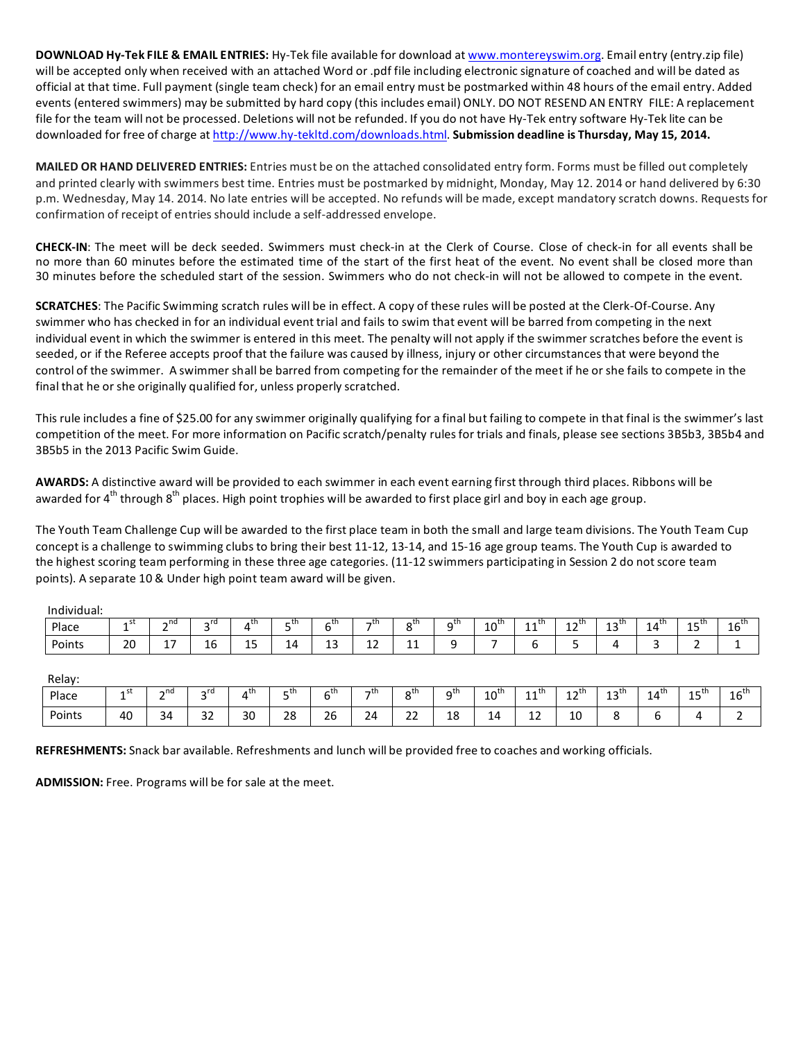**DOWNLOAD Hy-Tek FILE & EMAIL ENTRIES:** Hy-Tek file available for download at www.montereyswim.org. Email entry (entry.zip file) will be accepted only when received with an attached Word or .pdf file including electronic signature of coached and will be dated as official at that time. Full payment (single team check) for an email entry must be postmarked within 48 hours of the email entry. Added events (entered swimmers) may be submitted by hard copy (this includes email) ONLY. DO NOT RESEND AN ENTRY FILE: A replacement file for the team will not be processed. Deletions will not be refunded. If you do not have Hy-Tek entry software Hy-Tek lite can be downloaded for free of charge at http://www.hy-tekltd.com/downloads.html. **Submission deadline is Thursday, May 15, 2014.**

**MAILED OR HAND DELIVERED ENTRIES:** Entries must be on the attached consolidated entry form. Forms must be filled out completely and printed clearly with swimmers best time. Entries must be postmarked by midnight, Monday, May 12. 2014 or hand delivered by 6:30 p.m. Wednesday, May 14. 2014. No late entries will be accepted. No refunds will be made, except mandatory scratch downs. Requests for confirmation of receipt of entries should include a self-addressed envelope.

**CHECK-IN**: The meet will be deck seeded. Swimmers must check-in at the Clerk of Course. Close of check-in for all events shall be no more than 60 minutes before the estimated time of the start of the first heat of the event. No event shall be closed more than 30 minutes before the scheduled start of the session. Swimmers who do not check-in will not be allowed to compete in the event.

**SCRATCHES**: The Pacific Swimming scratch rules will be in effect. A copy of these rules will be posted at the Clerk-Of-Course. Any swimmer who has checked in for an individual event trial and fails to swim that event will be barred from competing in the next individual event in which the swimmer is entered in this meet. The penalty will not apply if the swimmer scratches before the event is seeded, or if the Referee accepts proof that the failure was caused by illness, injury or other circumstances that were beyond the control of the swimmer. A swimmer shall be barred from competing for the remainder of the meet if he or she fails to compete in the final that he or she originally qualified for, unless properly scratched.

This rule includes a fine of $25.00 for any swimmer originally qualifying for a final but failing to compete in that final is the swimmer's last competition of the meet. For more information on Pacific scratch/penalty rules for trials and finals, please see sections 3B5b3, 3B5b4 and 3B5b5 in the 2013 Pacific Swim Guide.

**AWARDS:** A distinctive award will be provided to each swimmer in each event earning first through third places. Ribbons will be awarded for 4th through 8th places. High point trophies will be awarded to first place girl and boy in each age group.

The Youth Team Challenge Cup will be awarded to the first place team in both the small and large team divisions. The Youth Team Cup concept is a challenge to swimming clubs to bring their best 11-12, 13-14, and 15-16 age group teams. The Youth Cup is awarded to the highest scoring team performing in these three age categories. (11-12 swimmers participating in Session 2 do not score team points). A separate 10 & Under high point team award will be given.

Individual:

| Place | 1st | 2nd | 3rd | 4th | 5th | 6th | 7th | 8th | 9th | 10th | 11th | 12th | 13th | 14th | 15th | 16th |
|---|---|---|---|---|---|---|---|---|---|---|---|---|---|---|---|---|
| Points | 20 | 17 | 16 | 15 | 14 | 13 | 12 | 11 | 9 | 7 | 6 | 5 | 4 | 3 | 2 | 1 |

Relay:

| Place | 1st | 2nd | 3rd | 4th | 5th | 6th | 7th | 8th | 9th | 10th | 11th | 12th | 13th | 14th | 15th | 16th |
|---|---|---|---|---|---|---|---|---|---|---|---|---|---|---|---|---|
| Points | 40 | 34 | 32 | 30 | 28 | 26 | 24 | 22 | 18 | 14 | 12 | 10 | 8 | 6 | 4 | 2 |

**REFRESHMENTS:** Snack bar available. Refreshments and lunch will be provided free to coaches and working officials.

**ADMISSION:** Free. Programs will be for sale at the meet.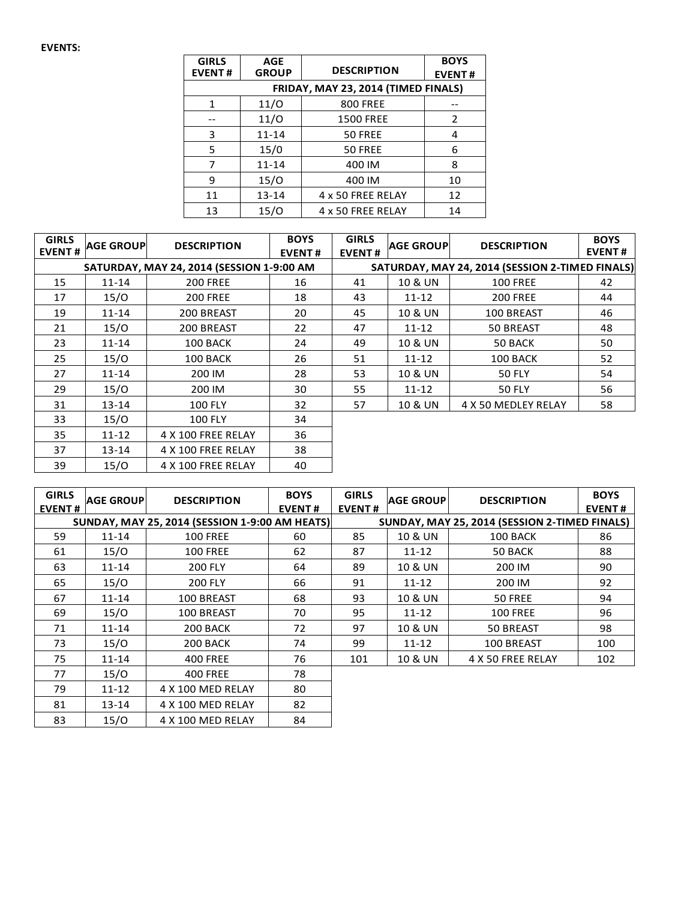**EVENTS:**

| GIRLS EVENT # | AGE GROUP | DESCRIPTION | BOYS EVENT # |
|---|---|---|---|
| FRIDAY, MAY 23, 2014 (TIMED FINALS) | | | |
| 1 | 11/O | 800 FREE | -- |
| -- | 11/O | 1500 FREE | 2 |
| 3 | 11-14 | 50 FREE | 4 |
| 5 | 15/0 | 50 FREE | 6 |
| 7 | 11-14 | 400 IM | 8 |
| 9 | 15/O | 400 IM | 10 |
| 11 | 13-14 | 4 x 50 FREE RELAY | 12 |
| 13 | 15/O | 4 x 50 FREE RELAY | 14 |

| GIRLS EVENT # | AGE GROUP | DESCRIPTION | BOYS EVENT # | GIRLS EVENT # | AGE GROUP | DESCRIPTION | BOYS EVENT # |
|---|---|---|---|---|---|---|---|
| SATURDAY, MAY 24, 2014 (SESSION 1-9:00 AM | | | | SATURDAY, MAY 24, 2014 (SESSION 2-TIMED FINALS) | | | |
| 15 | 11-14 | 200 FREE | 16 | 41 | 10 & UN | 100 FREE | 42 |
| 17 | 15/O | 200 FREE | 18 | 43 | 11-12 | 200 FREE | 44 |
| 19 | 11-14 | 200 BREAST | 20 | 45 | 10 & UN | 100 BREAST | 46 |
| 21 | 15/O | 200 BREAST | 22 | 47 | 11-12 | 50 BREAST | 48 |
| 23 | 11-14 | 100 BACK | 24 | 49 | 10 & UN | 50 BACK | 50 |
| 25 | 15/O | 100 BACK | 26 | 51 | 11-12 | 100 BACK | 52 |
| 27 | 11-14 | 200 IM | 28 | 53 | 10 & UN | 50 FLY | 54 |
| 29 | 15/O | 200 IM | 30 | 55 | 11-12 | 50 FLY | 56 |
| 31 | 13-14 | 100 FLY | 32 | 57 | 10 & UN | 4 X 50 MEDLEY RELAY | 58 |
| 33 | 15/O | 100 FLY | 34 | | | | |
| 35 | 11-12 | 4 X 100 FREE RELAY | 36 | | | | |
| 37 | 13-14 | 4 X 100 FREE RELAY | 38 | | | | |
| 39 | 15/O | 4 X 100 FREE RELAY | 40 | | | | |

| GIRLS EVENT # | AGE GROUP | DESCRIPTION | BOYS EVENT # | GIRLS EVENT # | AGE GROUP | DESCRIPTION | BOYS EVENT # |
|---|---|---|---|---|---|---|---|
| SUNDAY, MAY 25, 2014 (SESSION 1-9:00 AM HEATS) | | | | SUNDAY, MAY 25, 2014 (SESSION 2-TIMED FINALS) | | | |
| 59 | 11-14 | 100 FREE | 60 | 85 | 10 & UN | 100 BACK | 86 |
| 61 | 15/O | 100 FREE | 62 | 87 | 11-12 | 50 BACK | 88 |
| 63 | 11-14 | 200 FLY | 64 | 89 | 10 & UN | 200 IM | 90 |
| 65 | 15/O | 200 FLY | 66 | 91 | 11-12 | 200 IM | 92 |
| 67 | 11-14 | 100 BREAST | 68 | 93 | 10 & UN | 50 FREE | 94 |
| 69 | 15/O | 100 BREAST | 70 | 95 | 11-12 | 100 FREE | 96 |
| 71 | 11-14 | 200 BACK | 72 | 97 | 10 & UN | 50 BREAST | 98 |
| 73 | 15/O | 200 BACK | 74 | 99 | 11-12 | 100 BREAST | 100 |
| 75 | 11-14 | 400 FREE | 76 | 101 | 10 & UN | 4 X 50 FREE RELAY | 102 |
| 77 | 15/O | 400 FREE | 78 | | | | |
| 79 | 11-12 | 4 X 100 MED RELAY | 80 | | | | |
| 81 | 13-14 | 4 X 100 MED RELAY | 82 | | | | |
| 83 | 15/O | 4 X 100 MED RELAY | 84 | | | | |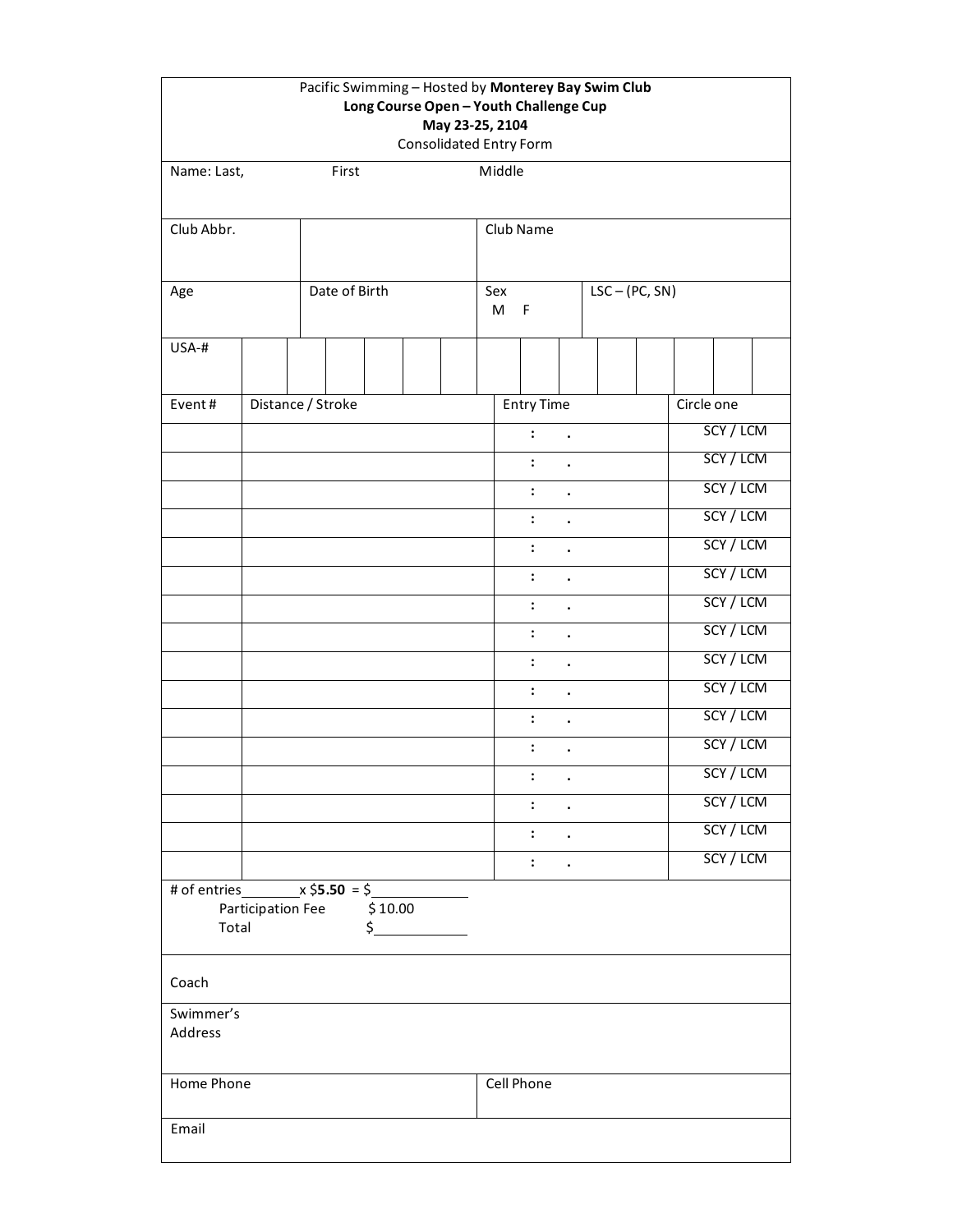Pacific Swimming – Hosted by **Monterey Bay Swim Club**

**Long Course Open – Youth Challenge Cup**

**May 23-25, 2104**

Consolidated Entry Form

| | | | |
|---|---|---|---|
| Name: Last, | First | Middle | |
| Club Abbr. | | Club Name | |
| Age | Date of Birth | Sex M F | LSC – (PC, SN) |
| USA-# | | | |

| Event # | Distance / Stroke | Entry Time | Circle one |
|---|---|---|---|
| | | : . | SCY / LCM |
| | | : . | SCY / LCM |
| | | : . | SCY / LCM |
| | | : . | SCY / LCM |
| | | : . | SCY / LCM |
| | | : . | SCY / LCM |
| | | : . | SCY / LCM |
| | | : . | SCY / LCM |
| | | : . | SCY / LCM |
| | | : . | SCY / LCM |
| | | : . | SCY / LCM |
| | | : . | SCY / LCM |
| | | : . | SCY / LCM |
| | | : . | SCY / LCM |
| | | : . | SCY / LCM |
| | | : . | SCY / LCM |

# of entries________x $**5.50** = $____________

Participation Fee $ 10.00

Total $____________

| | |
|---|---|
| Coach | |
| Swimmer's Address | |
| Home Phone | Cell Phone |
| Email | |